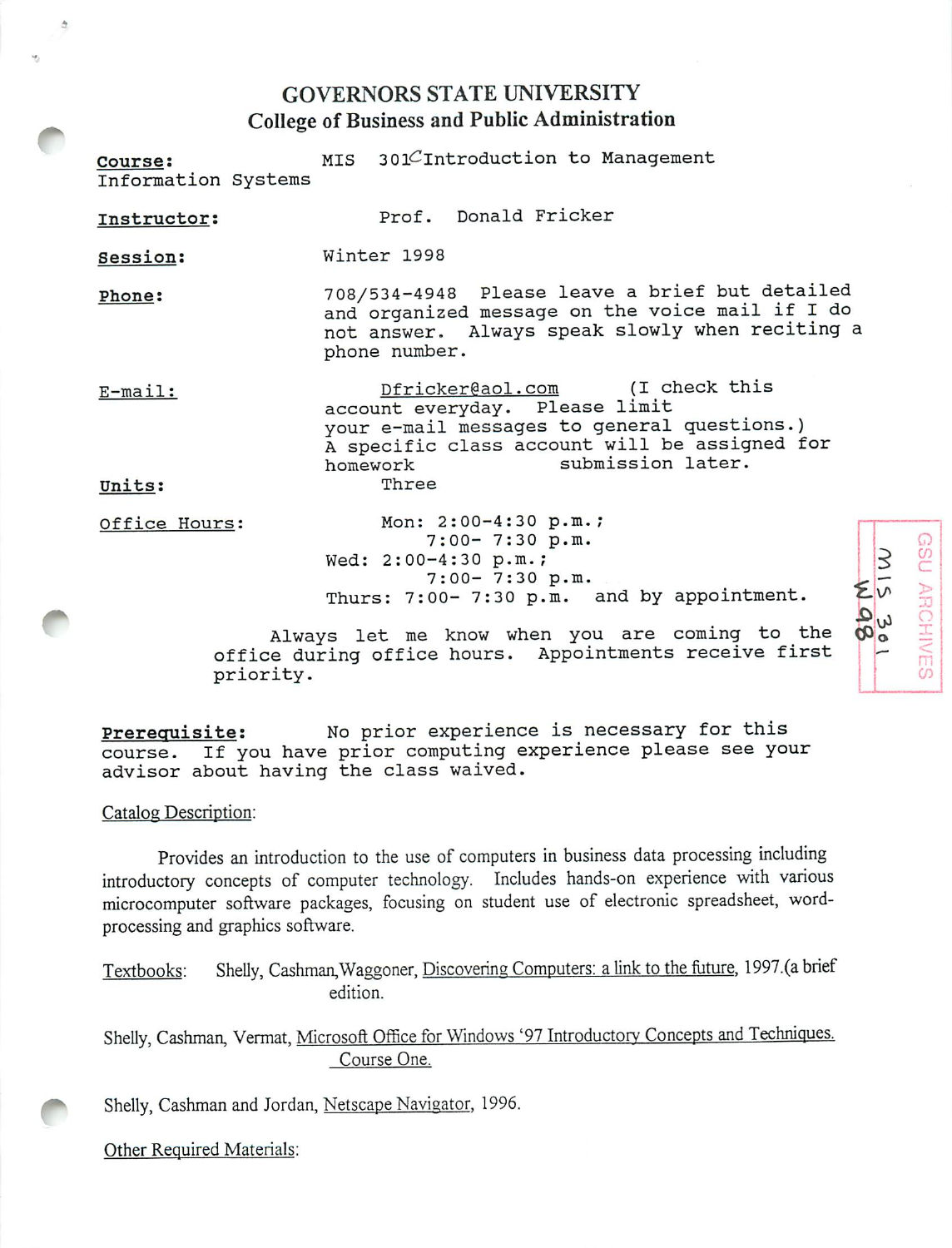# GOVERNORS STATE UNIVERSITY
## College of Business and Public Administration

**Course:** MIS 301C Introduction to Management Information Systems

**Instructor:** Prof. Donald Fricker

**Session:** Winter 1998

**Phone:** 708/534-4948 Please leave a brief but detailed and organized message on the voice mail if I do not answer. Always speak slowly when reciting a phone number.

**E-mail:** Dfricker@aol.com (I check this account everyday. Please limit your e-mail messages to general questions.) A specific class account will be assigned for homework submission later.

**Units:** Three

**Office Hours:**
Mon: 2:00-4:30 p.m.; 7:00- 7:30 p.m.
Wed: 2:00-4:30 p.m.; 7:00- 7:30 p.m.
Thurs: 7:00- 7:30 p.m. and by appointment.

Always let me know when you are coming to the office during office hours. Appointments receive first priority.

**Prerequisite:** No prior experience is necessary for this course. If you have prior computing experience please see your advisor about having the class waived.

Catalog Description:

Provides an introduction to the use of computers in business data processing including introductory concepts of computer technology. Includes hands-on experience with various microcomputer software packages, focusing on student use of electronic spreadsheet, word-processing and graphics software.

Textbooks: Shelly, Cashman, Waggoner, Discovering Computers: a link to the future, 1997.(a brief edition.

Shelly, Cashman, Vermat, Microsoft Office for Windows '97 Introductory Concepts and Techniques. Course One.

Shelly, Cashman and Jordan, Netscape Navigator, 1996.

Other Required Materials: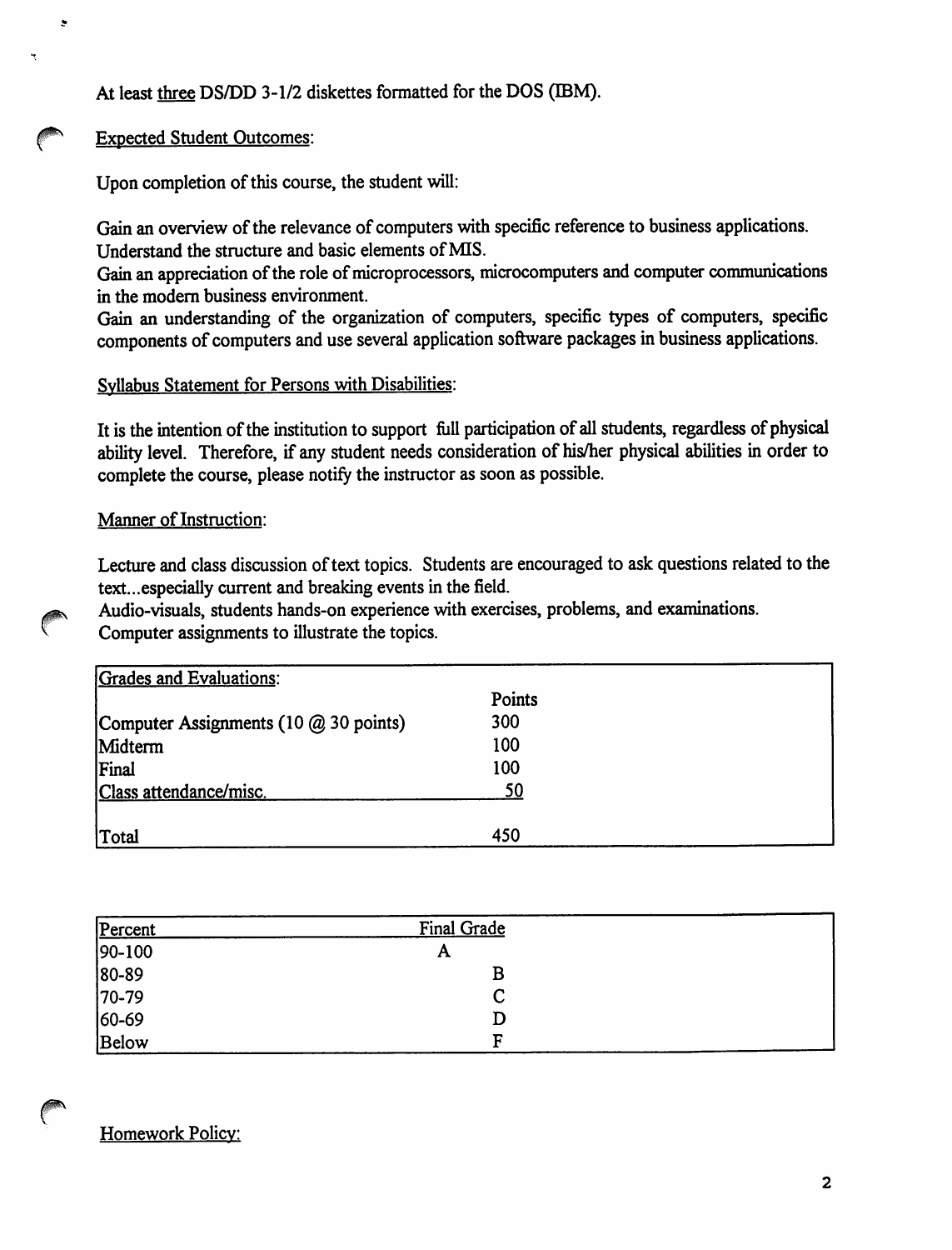At least three DS/DD 3-1/2 diskettes formatted for the DOS (IBM).

Expected Student Outcomes:

Upon completion of this course, the student will:

Gain an overview of the relevance of computers with specific reference to business applications.
Understand the structure and basic elements of MIS.
Gain an appreciation of the role of microprocessors, microcomputers and computer communications in the modern business environment.
Gain an understanding of the organization of computers, specific types of computers, specific components of computers and use several application software packages in business applications.

Syllabus Statement for Persons with Disabilities:

It is the intention of the institution to support full participation of all students, regardless of physical ability level. Therefore, if any student needs consideration of his/her physical abilities in order to complete the course, please notify the instructor as soon as possible.

Manner of Instruction:

Lecture and class discussion of text topics. Students are encouraged to ask questions related to the text...especially current and breaking events in the field.
Audio-visuals, students hands-on experience with exercises, problems, and examinations.
Computer assignments to illustrate the topics.

| Grades and Evaluations: | Points |
|---|---|
| Computer Assignments (10 @ 30 points) | 300 |
| Midterm | 100 |
| Final | 100 |
| Class attendance/misc. | 50 |
| Total | 450 |

| Percent | Final Grade |
|---|---|
| 90-100 | A |
| 80-89 | B |
| 70-79 | C |
| 60-69 | D |
| Below | F |

Homework Policy: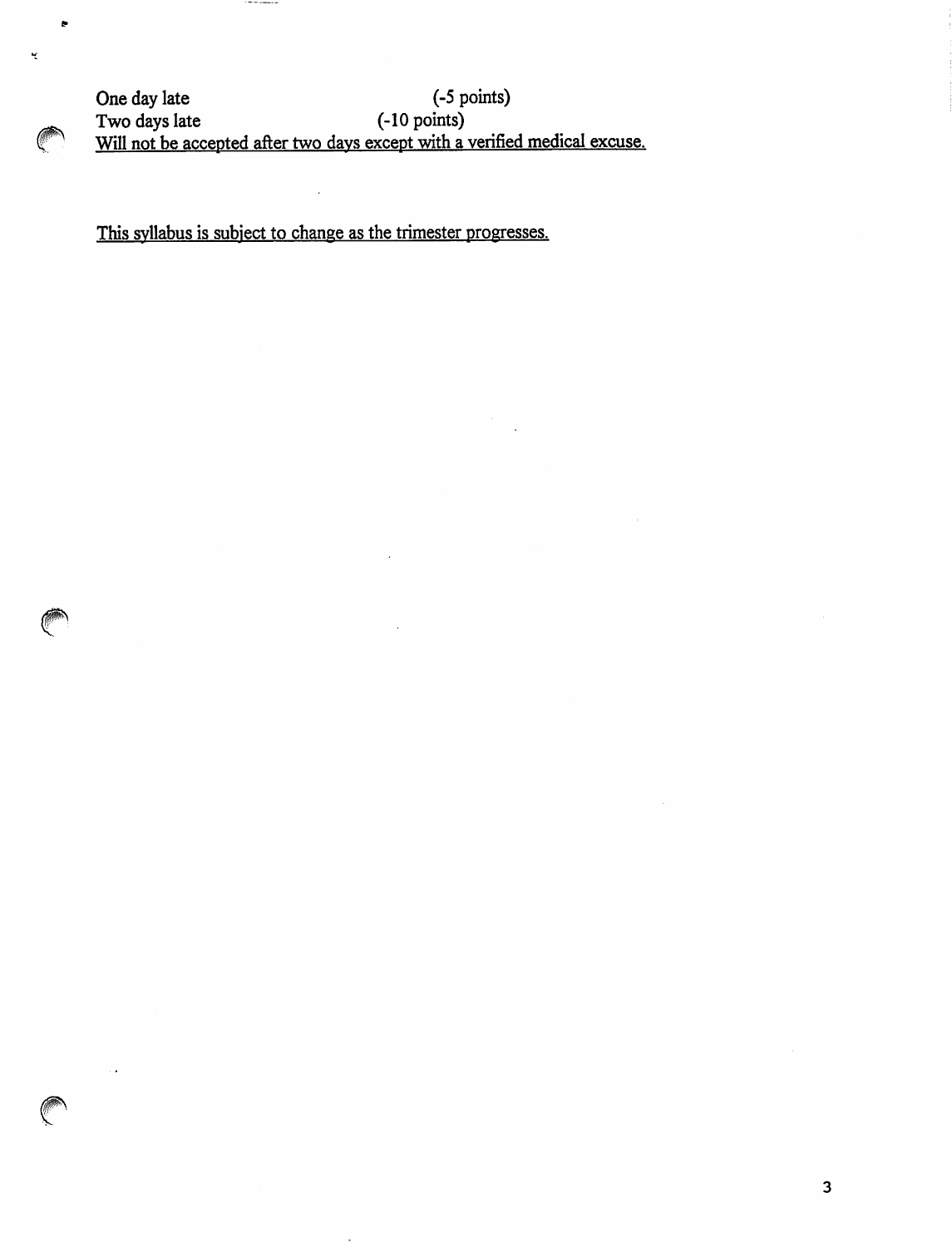| | |
|---|---|
| One day late | (-5 points) |
| Two days late | (-10 points) |

Will not be accepted after two days except with a verified medical excuse.

This syllabus is subject to change as the trimester progresses.